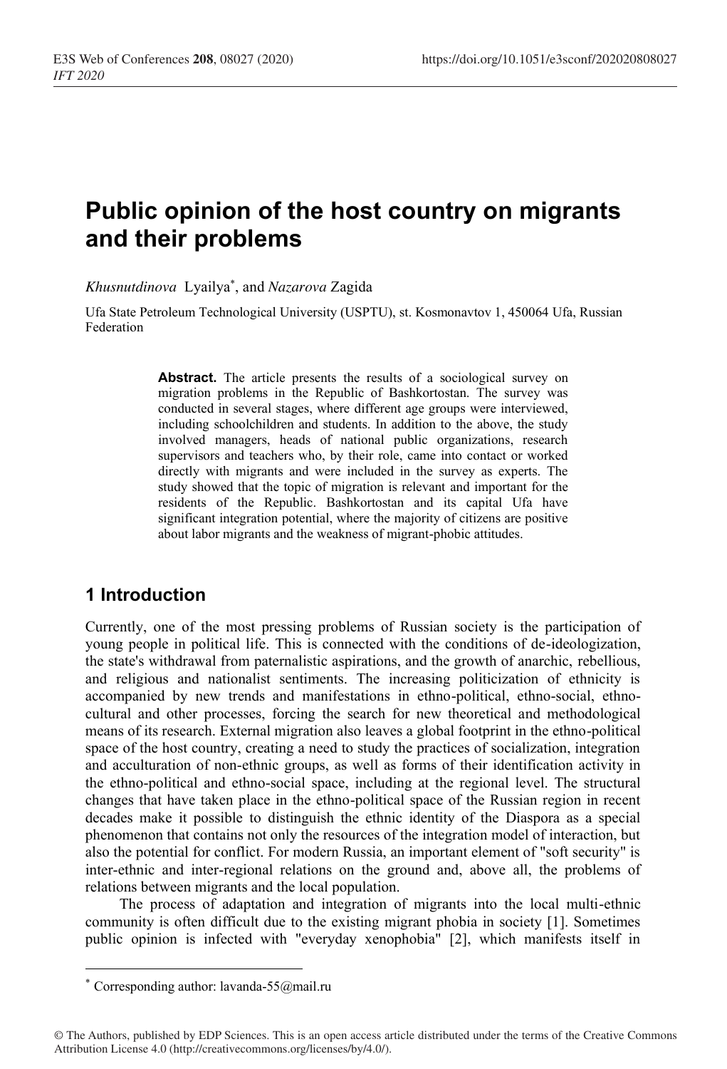# Public opinion of the host country on migrants and their problems

*Khusnutdinova* Lyailya[*], and *Nazarova* Zagida

Ufa State Petroleum Technological University (USPTU), st. Kosmonavtov 1, 450064 Ufa, Russian Federation

**Abstract.** The article presents the results of a sociological survey on migration problems in the Republic of Bashkortostan. The survey was conducted in several stages, where different age groups were interviewed, including schoolchildren and students. In addition to the above, the study involved managers, heads of national public organizations, research supervisors and teachers who, by their role, came into contact or worked directly with migrants and were included in the survey as experts. The study showed that the topic of migration is relevant and important for the residents of the Republic. Bashkortostan and its capital Ufa have significant integration potential, where the majority of citizens are positive about labor migrants and the weakness of migrant-phobic attitudes.

## 1 Introduction

Currently, one of the most pressing problems of Russian society is the participation of young people in political life. This is connected with the conditions of de-ideologization, the state's withdrawal from paternalistic aspirations, and the growth of anarchic, rebellious, and religious and nationalist sentiments. The increasing politicization of ethnicity is accompanied by new trends and manifestations in ethno-political, ethno-social, ethno-cultural and other processes, forcing the search for new theoretical and methodological means of its research. External migration also leaves a global footprint in the ethno-political space of the host country, creating a need to study the practices of socialization, integration and acculturation of non-ethnic groups, as well as forms of their identification activity in the ethno-political and ethno-social space, including at the regional level. The structural changes that have taken place in the ethno-political space of the Russian region in recent decades make it possible to distinguish the ethnic identity of the Diaspora as a special phenomenon that contains not only the resources of the integration model of interaction, but also the potential for conflict. For modern Russia, an important element of "soft security" is inter-ethnic and inter-regional relations on the ground and, above all, the problems of relations between migrants and the local population.

The process of adaptation and integration of migrants into the local multi-ethnic community is often difficult due to the existing migrant phobia in society [1]. Sometimes public opinion is infected with "everyday xenophobia" [2], which manifests itself in

---

[*] Corresponding author: lavanda-55@mail.ru

© The Authors, published by EDP Sciences. This is an open access article distributed under the terms of the Creative Commons Attribution License 4.0 (http://creativecommons.org/licenses/by/4.0/).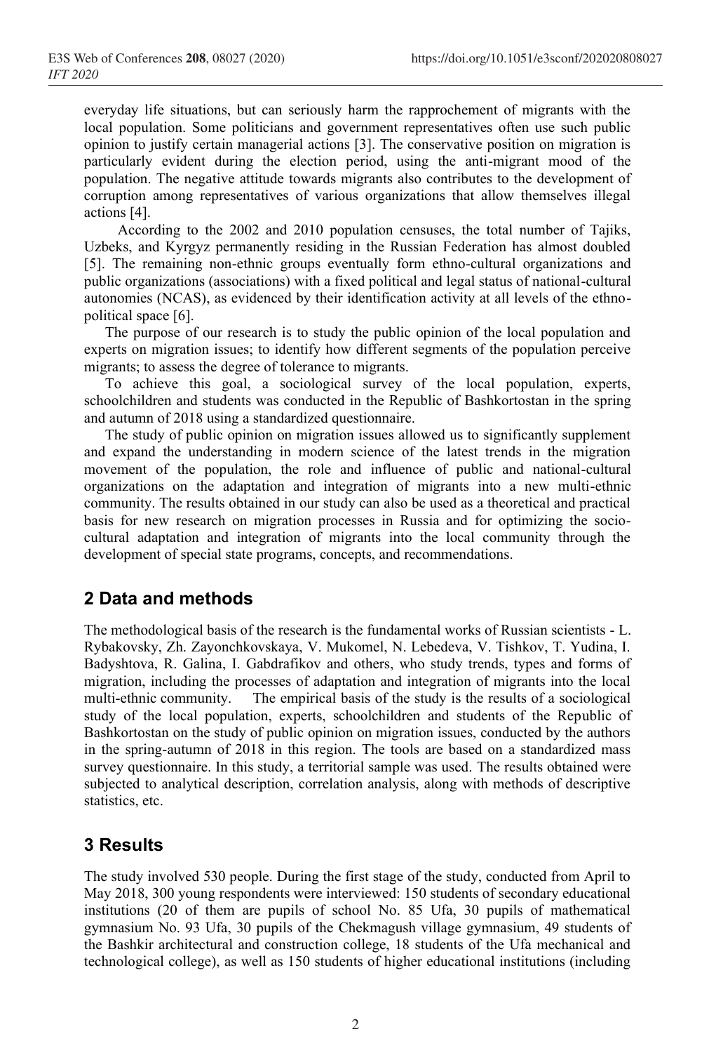everyday life situations, but can seriously harm the rapprochement of migrants with the local population. Some politicians and government representatives often use such public opinion to justify certain managerial actions [3]. The conservative position on migration is particularly evident during the election period, using the anti-migrant mood of the population. The negative attitude towards migrants also contributes to the development of corruption among representatives of various organizations that allow themselves illegal actions [4].

According to the 2002 and 2010 population censuses, the total number of Tajiks, Uzbeks, and Kyrgyz permanently residing in the Russian Federation has almost doubled [5]. The remaining non-ethnic groups eventually form ethno-cultural organizations and public organizations (associations) with a fixed political and legal status of national-cultural autonomies (NCAS), as evidenced by their identification activity at all levels of the ethno-political space [6].

The purpose of our research is to study the public opinion of the local population and experts on migration issues; to identify how different segments of the population perceive migrants; to assess the degree of tolerance to migrants.

To achieve this goal, a sociological survey of the local population, experts, schoolchildren and students was conducted in the Republic of Bashkortostan in the spring and autumn of 2018 using a standardized questionnaire.

The study of public opinion on migration issues allowed us to significantly supplement and expand the understanding in modern science of the latest trends in the migration movement of the population, the role and influence of public and national-cultural organizations on the adaptation and integration of migrants into a new multi-ethnic community. The results obtained in our study can also be used as a theoretical and practical basis for new research on migration processes in Russia and for optimizing the socio-cultural adaptation and integration of migrants into the local community through the development of special state programs, concepts, and recommendations.

## 2 Data and methods

The methodological basis of the research is the fundamental works of Russian scientists - L. Rybakovsky, Zh. Zayonchkovskaya, V. Mukomel, N. Lebedeva, V. Tishkov, T. Yudina, I. Badyshtova, R. Galina, I. Gabdrafikov and others, who study trends, types and forms of migration, including the processes of adaptation and integration of migrants into the local multi-ethnic community. The empirical basis of the study is the results of a sociological study of the local population, experts, schoolchildren and students of the Republic of Bashkortostan on the study of public opinion on migration issues, conducted by the authors in the spring-autumn of 2018 in this region. The tools are based on a standardized mass survey questionnaire. In this study, a territorial sample was used. The results obtained were subjected to analytical description, correlation analysis, along with methods of descriptive statistics, etc.

## 3 Results

The study involved 530 people. During the first stage of the study, conducted from April to May 2018, 300 young respondents were interviewed: 150 students of secondary educational institutions (20 of them are pupils of school No. 85 Ufa, 30 pupils of mathematical gymnasium No. 93 Ufa, 30 pupils of the Chekmagush village gymnasium, 49 students of the Bashkir architectural and construction college, 18 students of the Ufa mechanical and technological college), as well as 150 students of higher educational institutions (including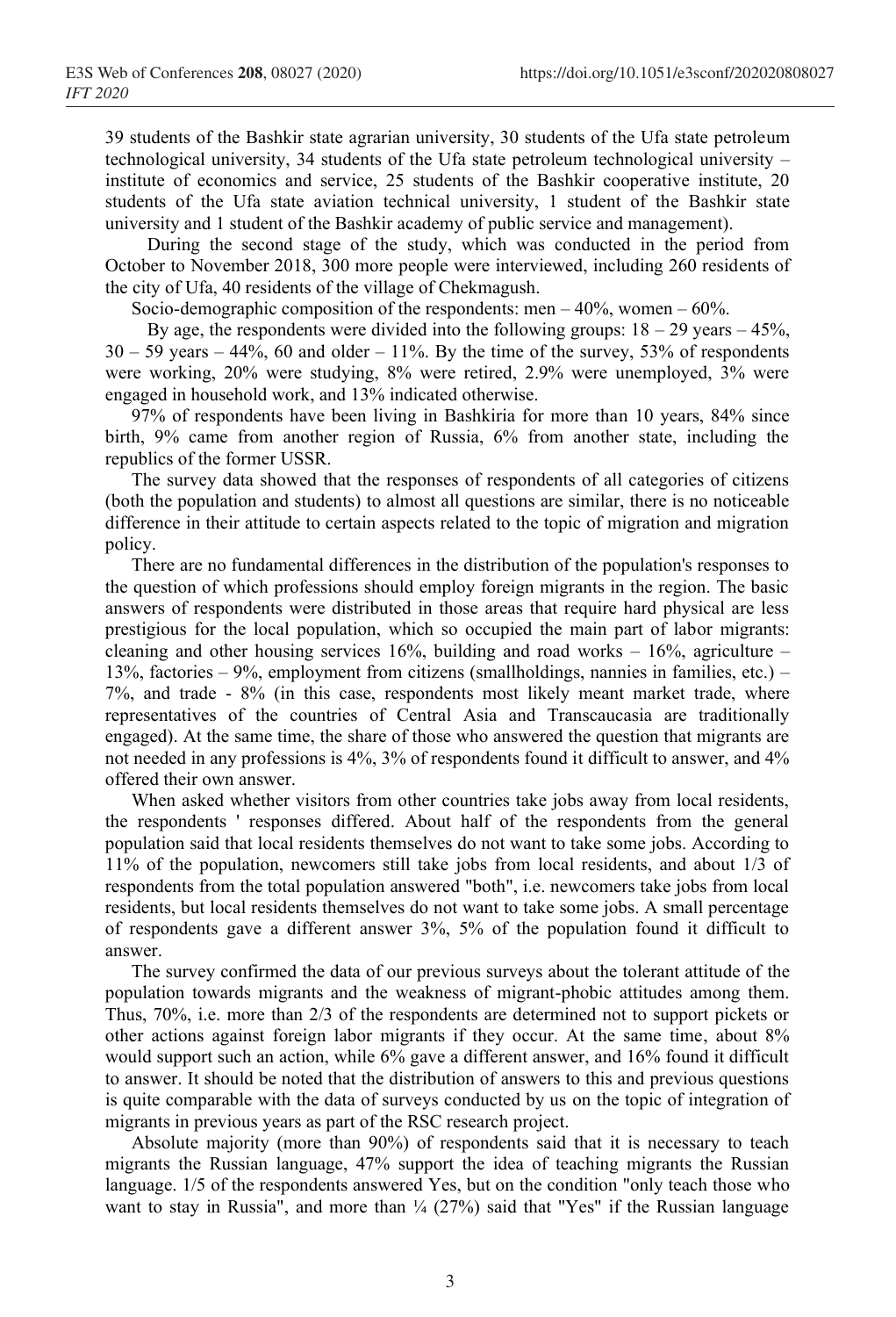39 students of the Bashkir state agrarian university, 30 students of the Ufa state petroleum technological university, 34 students of the Ufa state petroleum technological university – institute of economics and service, 25 students of the Bashkir cooperative institute, 20 students of the Ufa state aviation technical university, 1 student of the Bashkir state university and 1 student of the Bashkir academy of public service and management).

During the second stage of the study, which was conducted in the period from October to November 2018, 300 more people were interviewed, including 260 residents of the city of Ufa, 40 residents of the village of Chekmagush.

Socio-demographic composition of the respondents: men – 40%, women – 60%.

By age, the respondents were divided into the following groups: 18 – 29 years – 45%, 30 – 59 years – 44%, 60 and older – 11%. By the time of the survey, 53% of respondents were working, 20% were studying, 8% were retired, 2.9% were unemployed, 3% were engaged in household work, and 13% indicated otherwise.

97% of respondents have been living in Bashkiria for more than 10 years, 84% since birth, 9% came from another region of Russia, 6% from another state, including the republics of the former USSR.

The survey data showed that the responses of respondents of all categories of citizens (both the population and students) to almost all questions are similar, there is no noticeable difference in their attitude to certain aspects related to the topic of migration and migration policy.

There are no fundamental differences in the distribution of the population's responses to the question of which professions should employ foreign migrants in the region. The basic answers of respondents were distributed in those areas that require hard physical are less prestigious for the local population, which so occupied the main part of labor migrants: cleaning and other housing services 16%, building and road works – 16%, agriculture – 13%, factories – 9%, employment from citizens (smallholdings, nannies in families, etc.) – 7%, and trade - 8% (in this case, respondents most likely meant market trade, where representatives of the countries of Central Asia and Transcaucasia are traditionally engaged). At the same time, the share of those who answered the question that migrants are not needed in any professions is 4%, 3% of respondents found it difficult to answer, and 4% offered their own answer.

When asked whether visitors from other countries take jobs away from local residents, the respondents ' responses differed. About half of the respondents from the general population said that local residents themselves do not want to take some jobs. According to 11% of the population, newcomers still take jobs from local residents, and about 1/3 of respondents from the total population answered "both", i.e. newcomers take jobs from local residents, but local residents themselves do not want to take some jobs. A small percentage of respondents gave a different answer 3%, 5% of the population found it difficult to answer.

The survey confirmed the data of our previous surveys about the tolerant attitude of the population towards migrants and the weakness of migrant-phobic attitudes among them. Thus, 70%, i.e. more than 2/3 of the respondents are determined not to support pickets or other actions against foreign labor migrants if they occur. At the same time, about 8% would support such an action, while 6% gave a different answer, and 16% found it difficult to answer. It should be noted that the distribution of answers to this and previous questions is quite comparable with the data of surveys conducted by us on the topic of integration of migrants in previous years as part of the RSC research project.

Absolute majority (more than 90%) of respondents said that it is necessary to teach migrants the Russian language, 47% support the idea of teaching migrants the Russian language. 1/5 of the respondents answered Yes, but on the condition "only teach those who want to stay in Russia", and more than ¼ (27%) said that "Yes" if the Russian language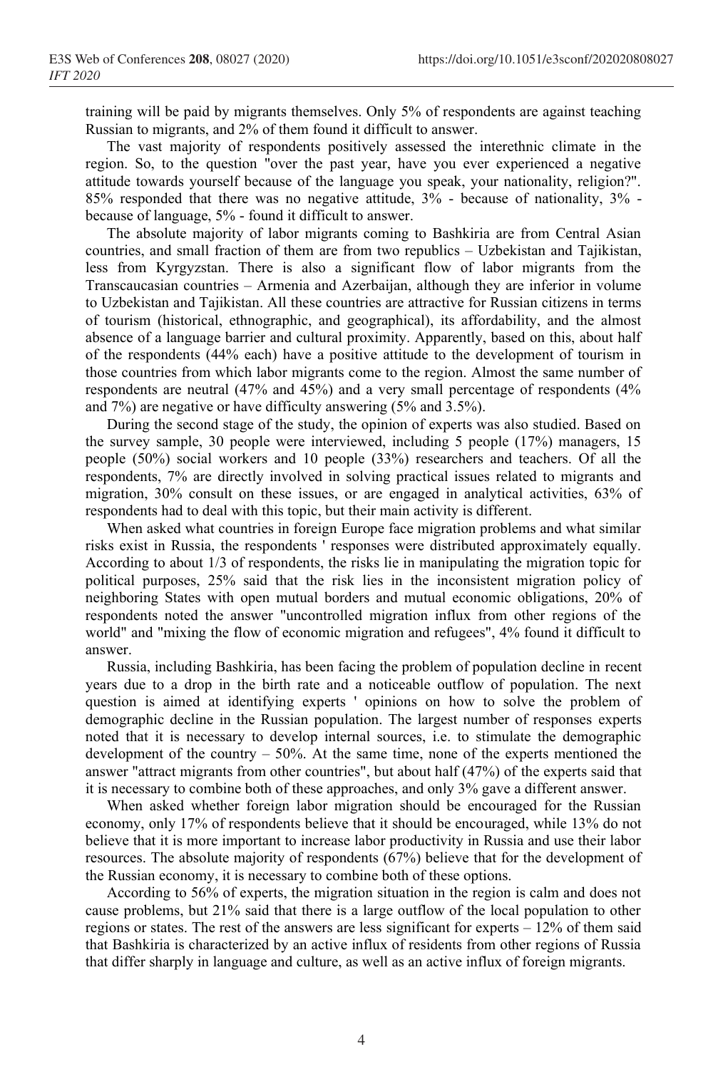training will be paid by migrants themselves. Only 5% of respondents are against teaching Russian to migrants, and 2% of them found it difficult to answer.

The vast majority of respondents positively assessed the interethnic climate in the region. So, to the question "over the past year, have you ever experienced a negative attitude towards yourself because of the language you speak, your nationality, religion?". 85% responded that there was no negative attitude, 3% - because of nationality, 3% - because of language, 5% - found it difficult to answer.

The absolute majority of labor migrants coming to Bashkiria are from Central Asian countries, and small fraction of them are from two republics – Uzbekistan and Tajikistan, less from Kyrgyzstan. There is also a significant flow of labor migrants from the Transcaucasian countries – Armenia and Azerbaijan, although they are inferior in volume to Uzbekistan and Tajikistan. All these countries are attractive for Russian citizens in terms of tourism (historical, ethnographic, and geographical), its affordability, and the almost absence of a language barrier and cultural proximity. Apparently, based on this, about half of the respondents (44% each) have a positive attitude to the development of tourism in those countries from which labor migrants come to the region. Almost the same number of respondents are neutral (47% and 45%) and a very small percentage of respondents (4% and 7%) are negative or have difficulty answering (5% and 3.5%).

During the second stage of the study, the opinion of experts was also studied. Based on the survey sample, 30 people were interviewed, including 5 people (17%) managers, 15 people (50%) social workers and 10 people (33%) researchers and teachers. Of all the respondents, 7% are directly involved in solving practical issues related to migrants and migration, 30% consult on these issues, or are engaged in analytical activities, 63% of respondents had to deal with this topic, but their main activity is different.

When asked what countries in foreign Europe face migration problems and what similar risks exist in Russia, the respondents ' responses were distributed approximately equally. According to about 1/3 of respondents, the risks lie in manipulating the migration topic for political purposes, 25% said that the risk lies in the inconsistent migration policy of neighboring States with open mutual borders and mutual economic obligations, 20% of respondents noted the answer "uncontrolled migration influx from other regions of the world" and "mixing the flow of economic migration and refugees", 4% found it difficult to answer.

Russia, including Bashkiria, has been facing the problem of population decline in recent years due to a drop in the birth rate and a noticeable outflow of population. The next question is aimed at identifying experts ' opinions on how to solve the problem of demographic decline in the Russian population. The largest number of responses experts noted that it is necessary to develop internal sources, i.e. to stimulate the demographic development of the country – 50%. At the same time, none of the experts mentioned the answer "attract migrants from other countries", but about half (47%) of the experts said that it is necessary to combine both of these approaches, and only 3% gave a different answer.

When asked whether foreign labor migration should be encouraged for the Russian economy, only 17% of respondents believe that it should be encouraged, while 13% do not believe that it is more important to increase labor productivity in Russia and use their labor resources. The absolute majority of respondents (67%) believe that for the development of the Russian economy, it is necessary to combine both of these options.

According to 56% of experts, the migration situation in the region is calm and does not cause problems, but 21% said that there is a large outflow of the local population to other regions or states. The rest of the answers are less significant for experts – 12% of them said that Bashkiria is characterized by an active influx of residents from other regions of Russia that differ sharply in language and culture, as well as an active influx of foreign migrants.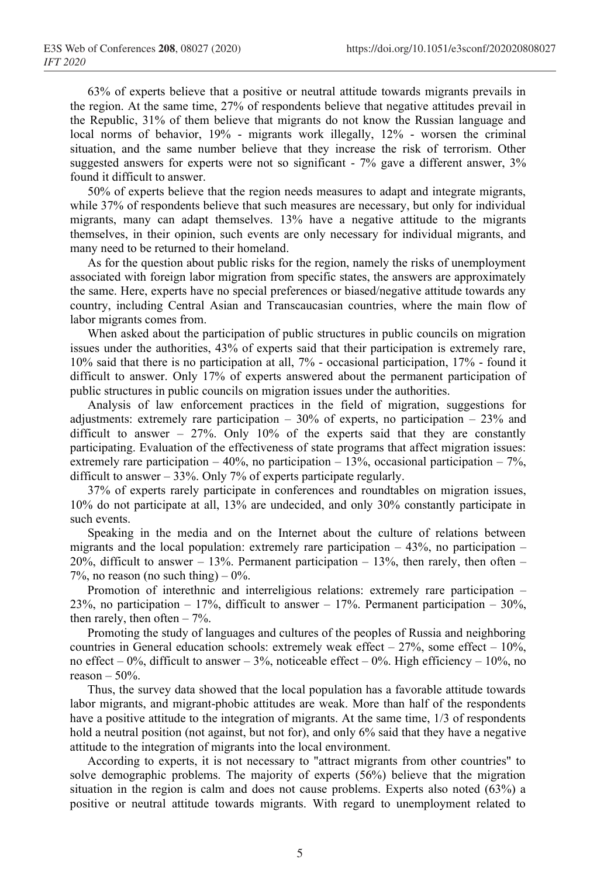63% of experts believe that a positive or neutral attitude towards migrants prevails in the region. At the same time, 27% of respondents believe that negative attitudes prevail in the Republic, 31% of them believe that migrants do not know the Russian language and local norms of behavior, 19% - migrants work illegally, 12% - worsen the criminal situation, and the same number believe that they increase the risk of terrorism. Other suggested answers for experts were not so significant - 7% gave a different answer, 3% found it difficult to answer.

50% of experts believe that the region needs measures to adapt and integrate migrants, while 37% of respondents believe that such measures are necessary, but only for individual migrants, many can adapt themselves. 13% have a negative attitude to the migrants themselves, in their opinion, such events are only necessary for individual migrants, and many need to be returned to their homeland.

As for the question about public risks for the region, namely the risks of unemployment associated with foreign labor migration from specific states, the answers are approximately the same. Here, experts have no special preferences or biased/negative attitude towards any country, including Central Asian and Transcaucasian countries, where the main flow of labor migrants comes from.

When asked about the participation of public structures in public councils on migration issues under the authorities, 43% of experts said that their participation is extremely rare, 10% said that there is no participation at all, 7% - occasional participation, 17% - found it difficult to answer. Only 17% of experts answered about the permanent participation of public structures in public councils on migration issues under the authorities.

Analysis of law enforcement practices in the field of migration, suggestions for adjustments: extremely rare participation – 30% of experts, no participation – 23% and difficult to answer – 27%. Only 10% of the experts said that they are constantly participating. Evaluation of the effectiveness of state programs that affect migration issues: extremely rare participation – 40%, no participation – 13%, occasional participation – 7%, difficult to answer – 33%. Only 7% of experts participate regularly.

37% of experts rarely participate in conferences and roundtables on migration issues, 10% do not participate at all, 13% are undecided, and only 30% constantly participate in such events.

Speaking in the media and on the Internet about the culture of relations between migrants and the local population: extremely rare participation – 43%, no participation – 20%, difficult to answer – 13%. Permanent participation – 13%, then rarely, then often – 7%, no reason (no such thing) – 0%.

Promotion of interethnic and interreligious relations: extremely rare participation – 23%, no participation – 17%, difficult to answer – 17%. Permanent participation – 30%, then rarely, then often – 7%.

Promoting the study of languages and cultures of the peoples of Russia and neighboring countries in General education schools: extremely weak effect – 27%, some effect – 10%, no effect – 0%, difficult to answer – 3%, noticeable effect – 0%. High efficiency – 10%, no reason – 50%.

Thus, the survey data showed that the local population has a favorable attitude towards labor migrants, and migrant-phobic attitudes are weak. More than half of the respondents have a positive attitude to the integration of migrants. At the same time, 1/3 of respondents hold a neutral position (not against, but not for), and only 6% said that they have a negative attitude to the integration of migrants into the local environment.

According to experts, it is not necessary to "attract migrants from other countries" to solve demographic problems. The majority of experts (56%) believe that the migration situation in the region is calm and does not cause problems. Experts also noted (63%) a positive or neutral attitude towards migrants. With regard to unemployment related to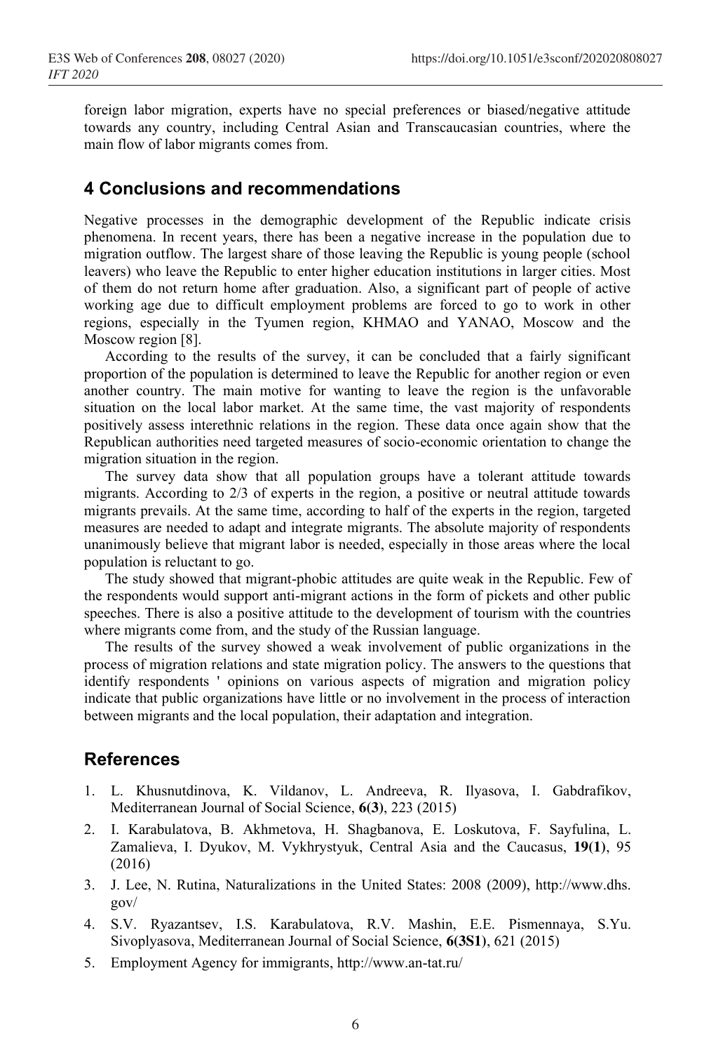foreign labor migration, experts have no special preferences or biased/negative attitude towards any country, including Central Asian and Transcaucasian countries, where the main flow of labor migrants comes from.

## 4 Conclusions and recommendations

Negative processes in the demographic development of the Republic indicate crisis phenomena. In recent years, there has been a negative increase in the population due to migration outflow. The largest share of those leaving the Republic is young people (school leavers) who leave the Republic to enter higher education institutions in larger cities. Most of them do not return home after graduation. Also, a significant part of people of active working age due to difficult employment problems are forced to go to work in other regions, especially in the Tyumen region, KHMAO and YANAO, Moscow and the Moscow region [8].

According to the results of the survey, it can be concluded that a fairly significant proportion of the population is determined to leave the Republic for another region or even another country. The main motive for wanting to leave the region is the unfavorable situation on the local labor market. At the same time, the vast majority of respondents positively assess interethnic relations in the region. These data once again show that the Republican authorities need targeted measures of socio-economic orientation to change the migration situation in the region.

The survey data show that all population groups have a tolerant attitude towards migrants. According to 2/3 of experts in the region, a positive or neutral attitude towards migrants prevails. At the same time, according to half of the experts in the region, targeted measures are needed to adapt and integrate migrants. The absolute majority of respondents unanimously believe that migrant labor is needed, especially in those areas where the local population is reluctant to go.

The study showed that migrant-phobic attitudes are quite weak in the Republic. Few of the respondents would support anti-migrant actions in the form of pickets and other public speeches. There is also a positive attitude to the development of tourism with the countries where migrants come from, and the study of the Russian language.

The results of the survey showed a weak involvement of public organizations in the process of migration relations and state migration policy. The answers to the questions that identify respondents ' opinions on various aspects of migration and migration policy indicate that public organizations have little or no involvement in the process of interaction between migrants and the local population, their adaptation and integration.

## References

1. L. Khusnutdinova, K. Vildanov, L. Andreeva, R. Ilyasova, I. Gabdrafikov, Mediterranean Journal of Social Science, **6(3)**, 223 (2015)
2. I. Karabulatova, B. Akhmetova, H. Shagbanova, E. Loskutova, F. Sayfulina, L. Zamalieva, I. Dyukov, M. Vykhrystyuk, Central Asia and the Caucasus, **19(1)**, 95 (2016)
3. J. Lee, N. Rutina, Naturalizations in the United States: 2008 (2009), http://www.dhs.gov/
4. S.V. Ryazantsev, I.S. Karabulatova, R.V. Mashin, E.E. Pismennaya, S.Yu. Sivoplyasova, Mediterranean Journal of Social Science, **6(3S1)**, 621 (2015)
5. Employment Agency for immigrants, http://www.an-tat.ru/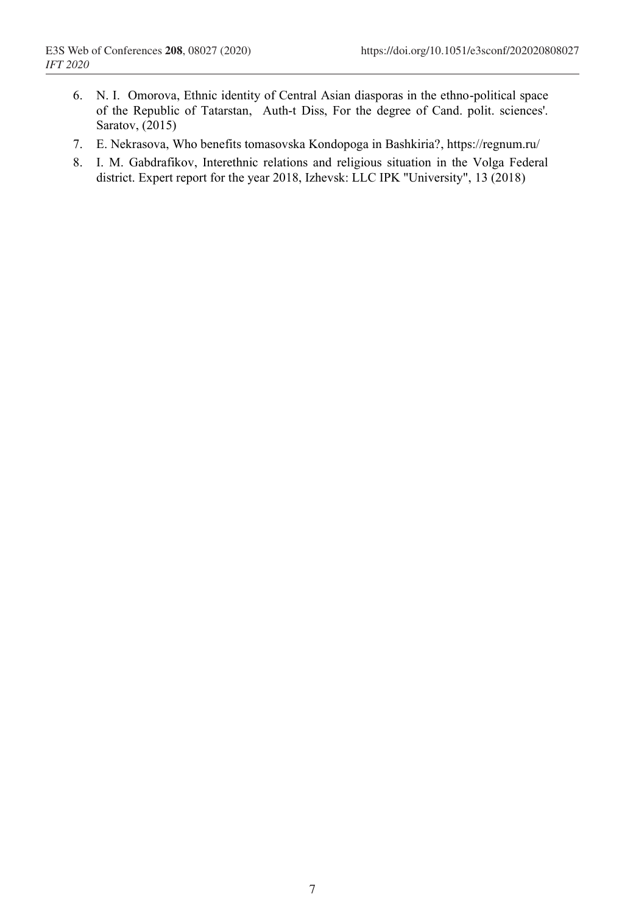6. N. I. Omorova, Ethnic identity of Central Asian diasporas in the ethno-political space of the Republic of Tatarstan, Auth-t Diss, For the degree of Cand. polit. sciences'. Saratov, (2015)
7. E. Nekrasova, Who benefits tomasovska Kondopoga in Bashkiria?, https://regnum.ru/
8. I. M. Gabdrafikov, Interethnic relations and religious situation in the Volga Federal district. Expert report for the year 2018, Izhevsk: LLC IPK "University", 13 (2018)